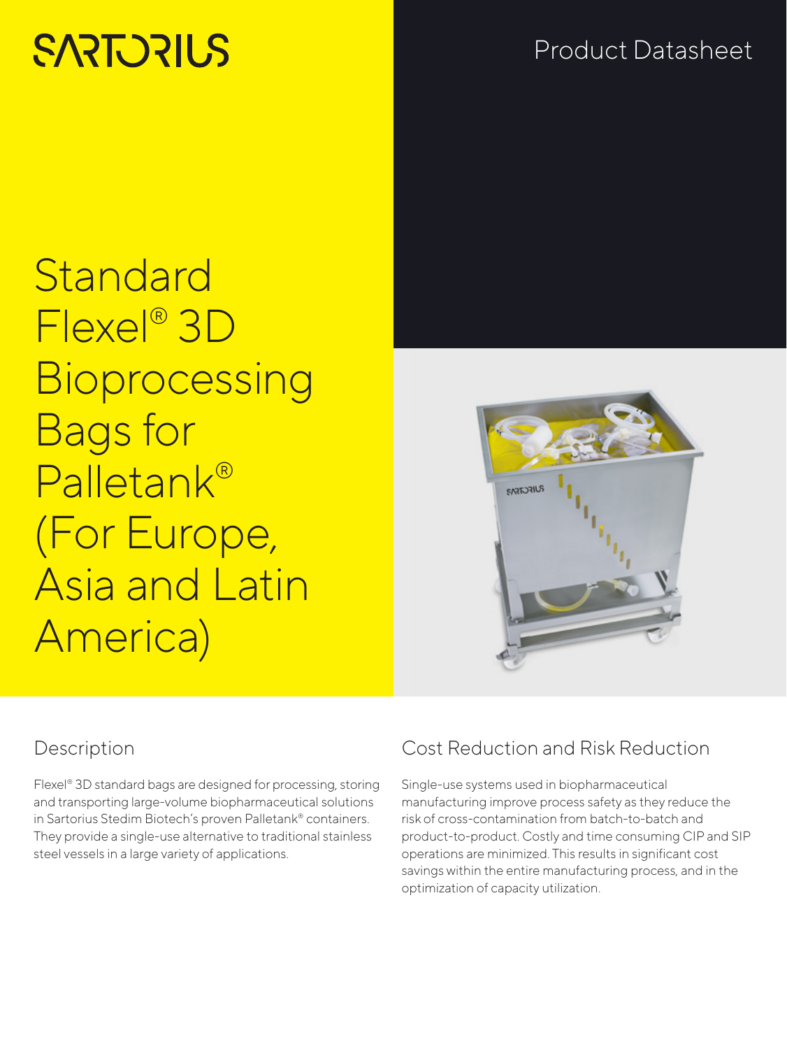SARTORIUS

Product Datasheet

# Standard Flexel® 3D Bioprocessing Bags for Palletank® (For Europe, Asia and Latin America)

## Description

Flexel® 3D standard bags are designed for processing, storing and transporting large-volume biopharmaceutical solutions in Sartorius Stedim Biotech's proven Palletank® containers. They provide a single-use alternative to traditional stainless steel vessels in a large variety of applications.

## Cost Reduction and Risk Reduction

Single-use systems used in biopharmaceutical manufacturing improve process safety as they reduce the risk of cross-contamination from batch-to-batch and product-to-product. Costly and time consuming CIP and SIP operations are minimized. This results in significant cost savings within the entire manufacturing process, and in the optimization of capacity utilization.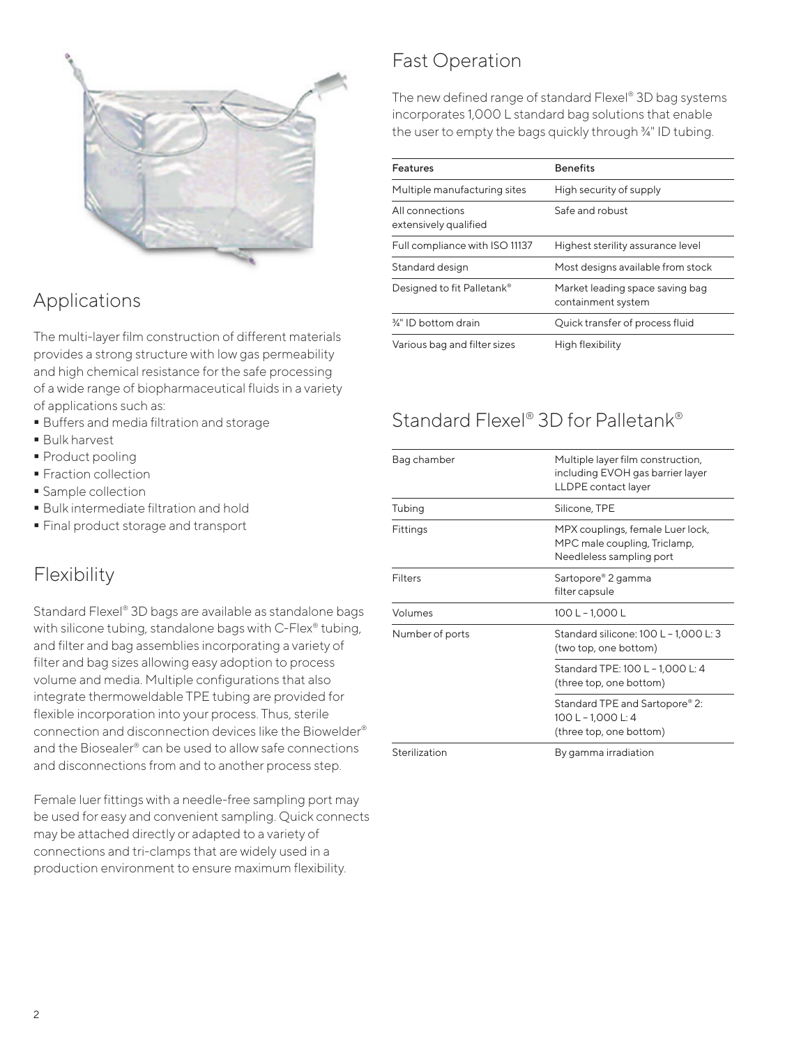## Applications

The multi-layer film construction of different materials provides a strong structure with low gas permeability and high chemical resistance for the safe processing of a wide range of biopharmaceutical fluids in a variety of applications such as:

- Buffers and media filtration and storage
- Bulk harvest
- Product pooling
- Fraction collection
- Sample collection
- Bulk intermediate filtration and hold
- Final product storage and transport

## Flexibility

Standard Flexel® 3D bags are available as standalone bags with silicone tubing, standalone bags with C-Flex® tubing, and filter and bag assemblies incorporating a variety of filter and bag sizes allowing easy adoption to process volume and media. Multiple configurations that also integrate thermoweldable TPE tubing are provided for flexible incorporation into your process. Thus, sterile connection and disconnection devices like the Biowelder® and the Biosealer® can be used to allow safe connections and disconnections from and to another process step.

Female luer fittings with a needle-free sampling port may be used for easy and convenient sampling. Quick connects may be attached directly or adapted to a variety of connections and tri-clamps that are widely used in a production environment to ensure maximum flexibility.

## Fast Operation

The new defined range of standard Flexel® 3D bag systems incorporates 1,000 L standard bag solutions that enable the user to empty the bags quickly through ¾" ID tubing.

| Features | Benefits |
|---|---|
| Multiple manufacturing sites | High security of supply |
| All connections extensively qualified | Safe and robust |
| Full compliance with ISO 11137 | Highest sterility assurance level |
| Standard design | Most designs available from stock |
| Designed to fit Palletank® | Market leading space saving bag containment system |
| ¾" ID bottom drain | Quick transfer of process fluid |
| Various bag and filter sizes | High flexibility |

## Standard Flexel® 3D for Palletank®

| | |
|---|---|
| Bag chamber | Multiple layer film construction, including EVOH gas barrier layer LLDPE contact layer |
| Tubing | Silicone, TPE |
| Fittings | MPX couplings, female Luer lock, MPC male coupling, Triclamp, Needleless sampling port |
| Filters | Sartopore® 2 gamma filter capsule |
| Volumes | 100 L – 1,000 L |
| Number of ports | Standard silicone: 100 L – 1,000 L: 3 (two top, one bottom) |
| | Standard TPE: 100 L – 1,000 L: 4 (three top, one bottom) |
| | Standard TPE and Sartopore® 2: 100 L – 1,000 L: 4 (three top, one bottom) |
| Sterilization | By gamma irradiation |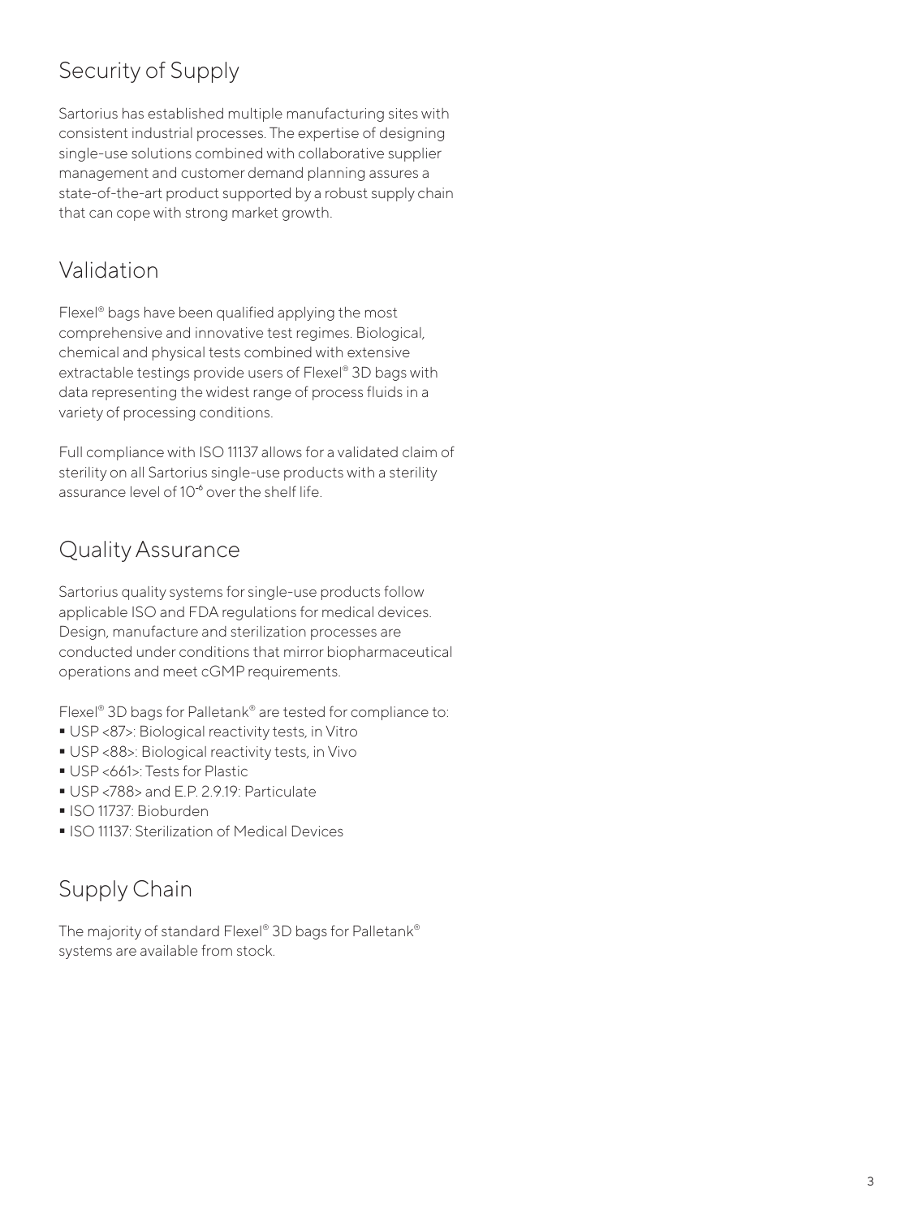## Security of Supply

Sartorius has established multiple manufacturing sites with consistent industrial processes. The expertise of designing single-use solutions combined with collaborative supplier management and customer demand planning assures a state-of-the-art product supported by a robust supply chain that can cope with strong market growth.

## Validation

Flexel® bags have been qualified applying the most comprehensive and innovative test regimes. Biological, chemical and physical tests combined with extensive extractable testings provide users of Flexel® 3D bags with data representing the widest range of process fluids in a variety of processing conditions.

Full compliance with ISO 11137 allows for a validated claim of sterility on all Sartorius single-use products with a sterility assurance level of $10^{-6}$ over the shelf life.

## Quality Assurance

Sartorius quality systems for single-use products follow applicable ISO and FDA regulations for medical devices. Design, manufacture and sterilization processes are conducted under conditions that mirror biopharmaceutical operations and meet cGMP requirements.

Flexel® 3D bags for Palletank® are tested for compliance to:

- USP <87>: Biological reactivity tests, in Vitro
- USP <88>: Biological reactivity tests, in Vivo
- USP <661>: Tests for Plastic
- USP <788> and E.P. 2.9.19: Particulate
- ISO 11737: Bioburden
- ISO 11137: Sterilization of Medical Devices

## Supply Chain

The majority of standard Flexel® 3D bags for Palletank® systems are available from stock.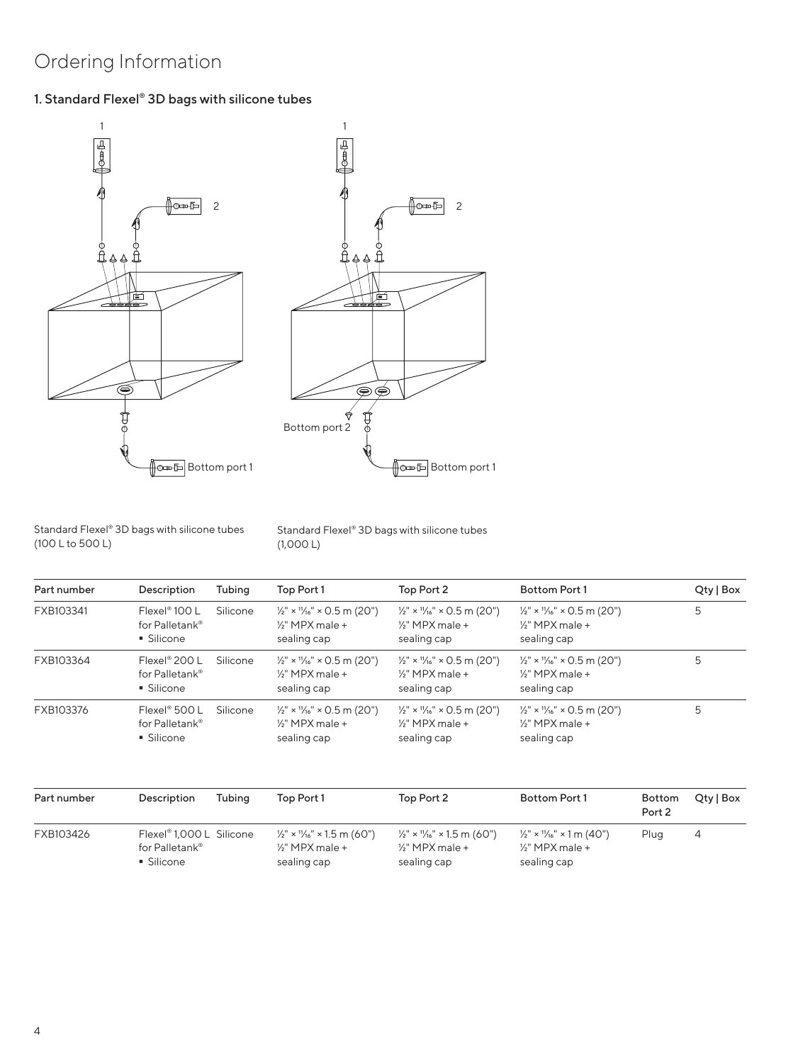# Ordering Information

## 1. Standard Flexel® 3D bags with silicone tubes

1

2

Bottom port 1

1

2

Bottom port 2

Bottom port 1

Standard Flexel® 3D bags with silicone tubes (100 L to 500 L)

Standard Flexel® 3D bags with silicone tubes (1,000 L)

| Part number | Description | Tubing | Top Port 1 | Top Port 2 | Bottom Port 1 | Qty \| Box |
|---|---|---|---|---|---|---|
| FXB103341 | Flexel® 100 L for Palletank® ▪ Silicone | Silicone | ½" × 11⁄16" × 0.5 m (20") ½" MPX male + sealing cap | ½" × 11⁄16" × 0.5 m (20") ½" MPX male + sealing cap | ½" × 11⁄16" × 0.5 m (20") ½" MPX male + sealing cap | 5 |
| FXB103364 | Flexel® 200 L for Palletank® ▪ Silicone | Silicone | ½" × 11⁄16" × 0.5 m (20") ½" MPX male + sealing cap | ½" × 11⁄16" × 0.5 m (20") ½" MPX male + sealing cap | ½" × 11⁄16" × 0.5 m (20") ½" MPX male + sealing cap | 5 |
| FXB103376 | Flexel® 500 L for Palletank® ▪ Silicone | Silicone | ½" × 11⁄16" × 0.5 m (20") ½" MPX male + sealing cap | ½" × 11⁄16" × 0.5 m (20") ½" MPX male + sealing cap | ½" × 11⁄16" × 0.5 m (20") ½" MPX male + sealing cap | 5 |

| Part number | Description | Tubing | Top Port 1 | Top Port 2 | Bottom Port 1 | Bottom Port 2 | Qty \| Box |
|---|---|---|---|---|---|---|---|
| FXB103426 | Flexel® 1,000 L for Palletank® ▪ Silicone | Silicone | ½" × 11⁄16" × 1.5 m (60") ½" MPX male + sealing cap | ½" × 11⁄16" × 1.5 m (60") ½" MPX male + sealing cap | ½" × 11⁄16" × 1 m (40") ½" MPX male + sealing cap | Plug | 4 |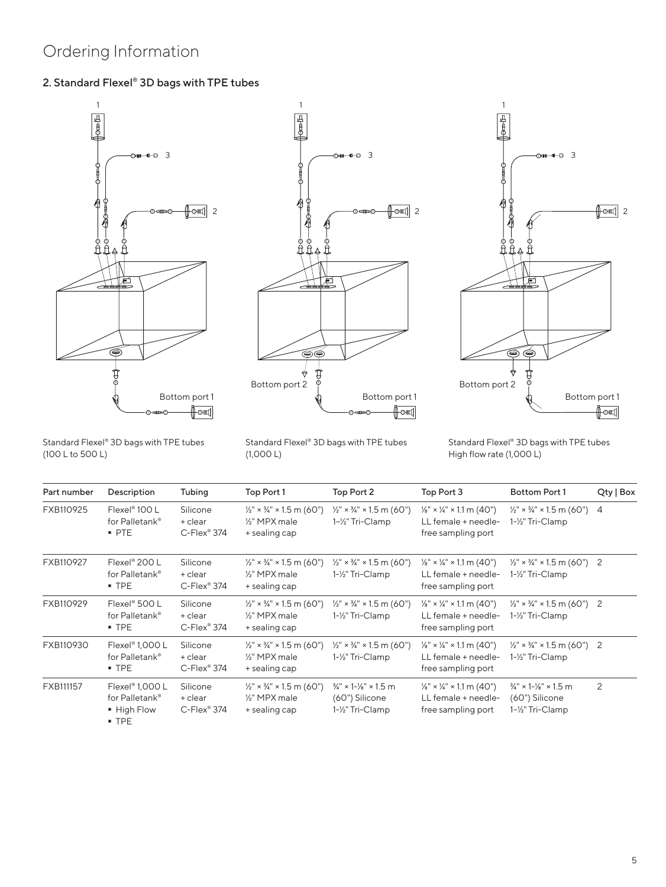# Ordering Information

## 2. Standard Flexel® 3D bags with TPE tubes

1

3

2

Bottom port 1

Standard Flexel® 3D bags with TPE tubes (100 L to 500 L)

1

3

2

Bottom port 2

Bottom port 1

Standard Flexel® 3D bags with TPE tubes (1,000 L)

1

3

2

Bottom port 2

Bottom port 1

Standard Flexel® 3D bags with TPE tubes High flow rate (1,000 L)

| Part number | Description | Tubing | Top Port 1 | Top Port 2 | Top Port 3 | Bottom Port 1 | Qty \| Box |
|---|---|---|---|---|---|---|---|
| FXB110925 | Flexel® 100 L for Palletank® ▪ PTE | Silicone + clear C-Flex® 374 | ½" × ¾" × 1.5 m (60") ½" MPX male + sealing cap | ½" × ¾" × 1.5 m (60") 1-½" Tri-Clamp | ⅛" × ¼" × 1.1 m (40") LL female + needle-free sampling port | ½" × ¾" × 1.5 m (60") 1-½" Tri-Clamp | 4 |
| FXB110927 | Flexel® 200 L for Palletank® ▪ TPE | Silicone + clear C-Flex® 374 | ½" × ¾" × 1.5 m (60") ½" MPX male + sealing cap | ½" × ¾" × 1.5 m (60") 1-½" Tri-Clamp | ⅛" × ¼" × 1.1 m (40") LL female + needle-free sampling port | ½" × ¾" × 1.5 m (60") 1-½" Tri-Clamp | 2 |
| FXB110929 | Flexel® 500 L for Palletank® ▪ TPE | Silicone + clear C-Flex® 374 | ½" × ¾" × 1.5 m (60") ½" MPX male + sealing cap | ½" × ¾" × 1.5 m (60") 1-½" Tri-Clamp | ⅛" × ¼" × 1.1 m (40") LL female + needle-free sampling port | ½" × ¾" × 1.5 m (60") 1-½" Tri-Clamp | 2 |
| FXB110930 | Flexel® 1,000 L for Palletank® ▪ TPE | Silicone + clear C-Flex® 374 | ½" × ¾" × 1.5 m (60") ½" MPX male + sealing cap | ½" × ¾" × 1.5 m (60") 1-½" Tri-Clamp | ⅛" × ¼" × 1.1 m (40") LL female + needle-free sampling port | ½" × ¾" × 1.5 m (60") 1-½" Tri-Clamp | 2 |
| FXB111157 | Flexel® 1,000 L for Palletank® ▪ High Flow ▪ TPE | Silicone + clear C-Flex® 374 | ½" × ¾" × 1.5 m (60") ½" MPX male + sealing cap | ¾" × 1-⅛" × 1.5 m (60") Silicone 1-½" Tri-Clamp | ⅛" × ¼" × 1.1 m (40") LL female + needle-free sampling port | ¾" × 1-⅛" × 1.5 m (60") Silicone 1-½" Tri-Clamp | 2 |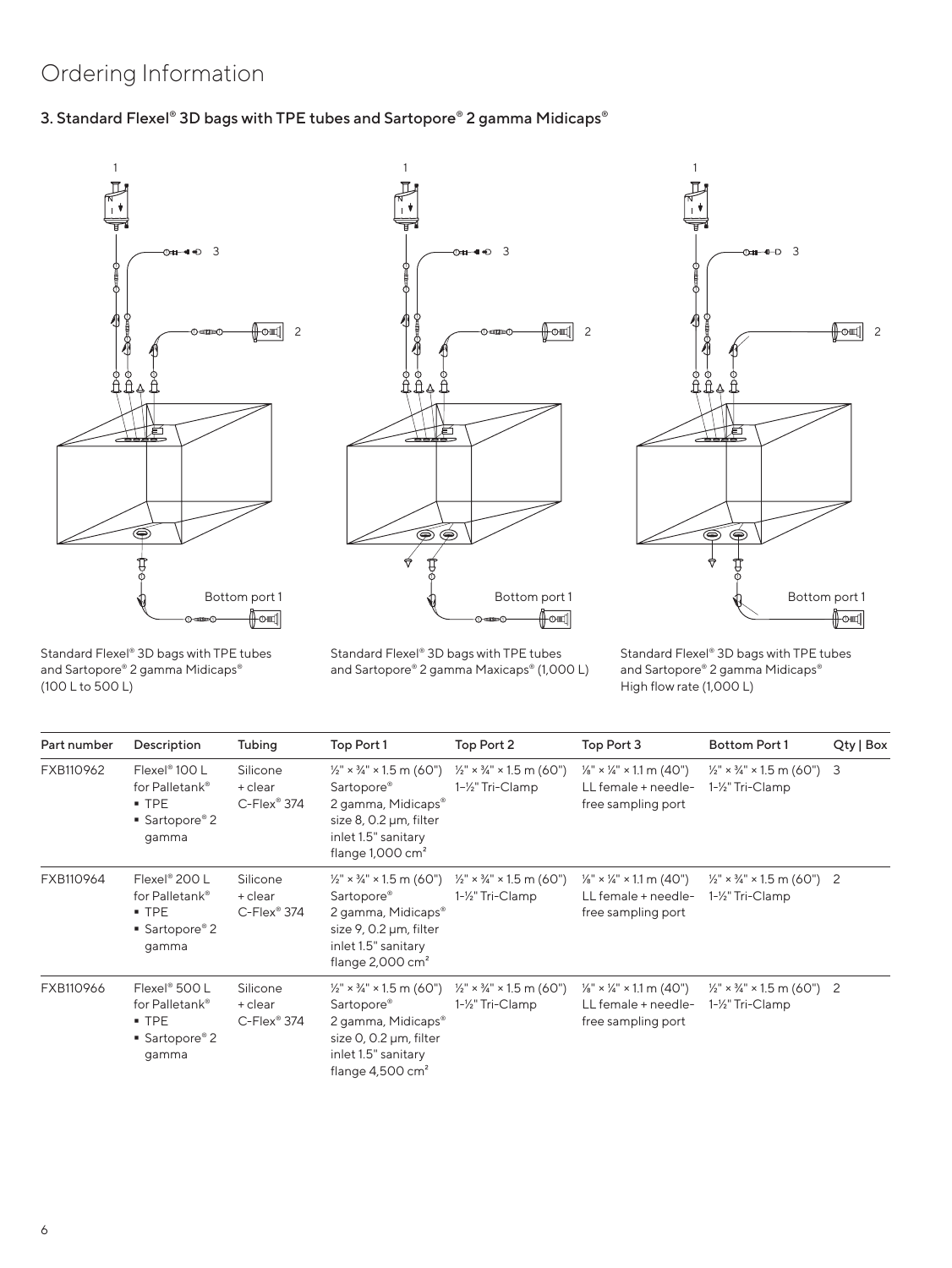# Ordering Information

## 3. Standard Flexel® 3D bags with TPE tubes and Sartopore® 2 gamma Midicaps®

1

3

2

Bottom port 1

Standard Flexel® 3D bags with TPE tubes and Sartopore® 2 gamma Midicaps® (100 L to 500 L)

1

3

2

Bottom port 1

Standard Flexel® 3D bags with TPE tubes and Sartopore® 2 gamma Maxicaps® (1,000 L)

1

3

2

Bottom port 1

Standard Flexel® 3D bags with TPE tubes and Sartopore® 2 gamma Midicaps® High flow rate (1,000 L)

| Part number | Description | Tubing | Top Port 1 | Top Port 2 | Top Port 3 | Bottom Port 1 | Qty \| Box |
|---|---|---|---|---|---|---|---|
| FXB110962 | Flexel® 100 L for Palletank® ▪ TPE ▪ Sartopore® 2 gamma | Silicone + clear C-Flex® 374 | ½" × ¾" × 1.5 m (60") Sartopore® 2 gamma, Midicaps® size 8, 0.2 µm, filter inlet 1.5" sanitary flange 1,000 cm² | ½" × ¾" × 1.5 m (60") 1-½" Tri-Clamp | ⅛" × ¼" × 1.1 m (40") LL female + needle-free sampling port | ½" × ¾" × 1.5 m (60") 1-½" Tri-Clamp | 3 |
| FXB110964 | Flexel® 200 L for Palletank® ▪ TPE ▪ Sartopore® 2 gamma | Silicone + clear C-Flex® 374 | ½" × ¾" × 1.5 m (60") Sartopore® 2 gamma, Midicaps® size 9, 0.2 µm, filter inlet 1.5" sanitary flange 2,000 cm² | ½" × ¾" × 1.5 m (60") 1-½" Tri-Clamp | ⅛" × ¼" × 1.1 m (40") LL female + needle-free sampling port | ½" × ¾" × 1.5 m (60") 1-½" Tri-Clamp | 2 |
| FXB110966 | Flexel® 500 L for Palletank® ▪ TPE ▪ Sartopore® 2 gamma | Silicone + clear C-Flex® 374 | ½" × ¾" × 1.5 m (60") Sartopore® 2 gamma, Midicaps® size 0, 0.2 µm, filter inlet 1.5" sanitary flange 4,500 cm² | ½" × ¾" × 1.5 m (60") 1-½" Tri-Clamp | ⅛" × ¼" × 1.1 m (40") LL female + needle-free sampling port | ½" × ¾" × 1.5 m (60") 1-½" Tri-Clamp | 2 |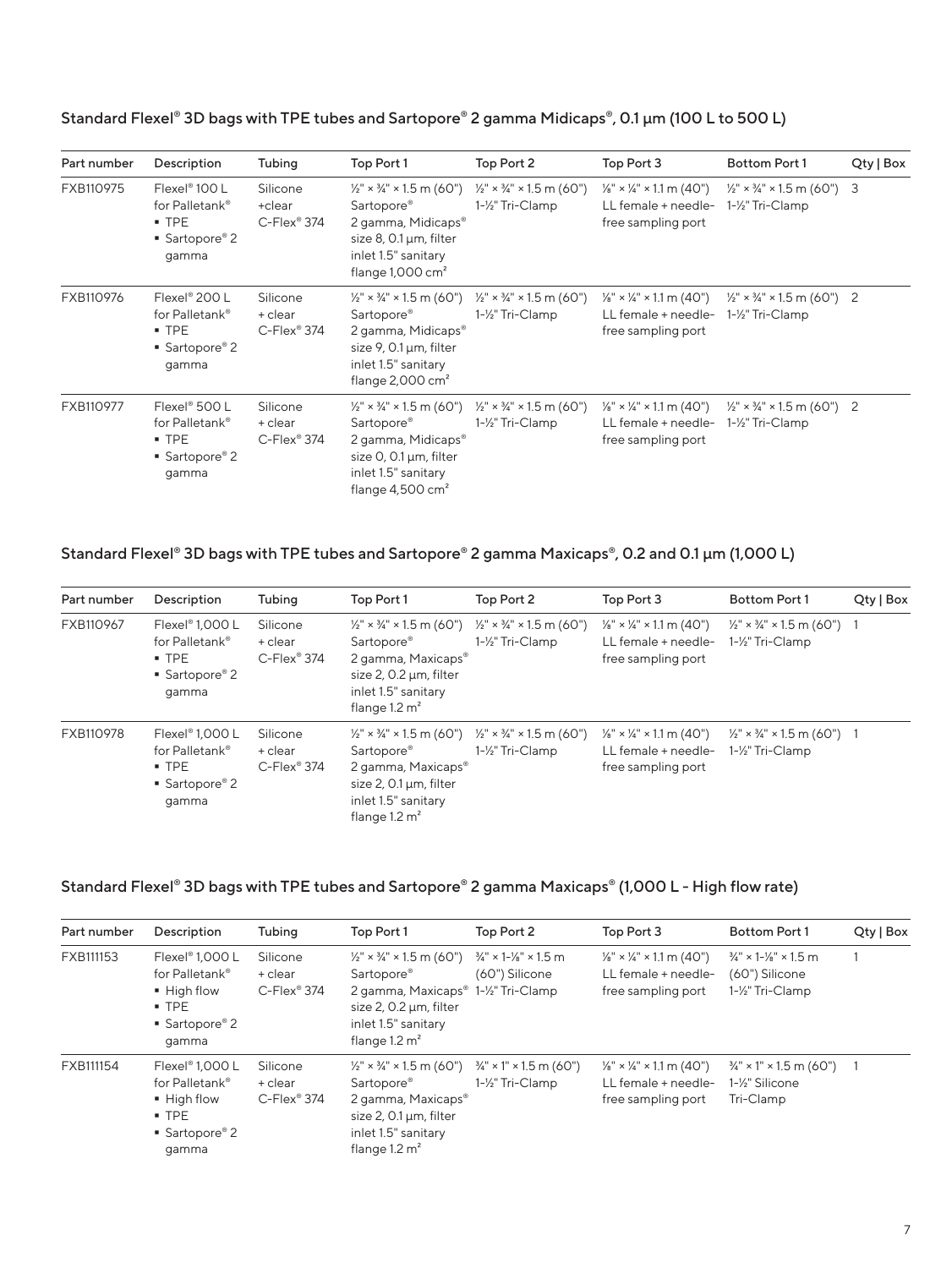## Standard Flexel® 3D bags with TPE tubes and Sartopore® 2 gamma Midicaps®, 0.1 µm (100 L to 500 L)

| Part number | Description | Tubing | Top Port 1 | Top Port 2 | Top Port 3 | Bottom Port 1 | Qty \| Box |
|---|---|---|---|---|---|---|---|
| FXB110975 | Flexel® 100 L for Palletank® ▪ TPE ▪ Sartopore® 2 gamma | Silicone +clear C-Flex® 374 | ½" × ¾" × 1.5 m (60") Sartopore® 2 gamma, Midicaps® size 8, 0.1 µm, filter inlet 1.5" sanitary flange 1,000 cm² | ½" × ¾" × 1.5 m (60") 1-½" Tri-Clamp | ⅛" × ¼" × 1.1 m (40") LL female + needle-free sampling port | ½" × ¾" × 1.5 m (60") 1-½" Tri-Clamp | 3 |
| FXB110976 | Flexel® 200 L for Palletank® ▪ TPE ▪ Sartopore® 2 gamma | Silicone + clear C-Flex® 374 | ½" × ¾" × 1.5 m (60") Sartopore® 2 gamma, Midicaps® size 9, 0.1 µm, filter inlet 1.5" sanitary flange 2,000 cm² | ½" × ¾" × 1.5 m (60") 1-½" Tri-Clamp | ⅛" × ¼" × 1.1 m (40") LL female + needle-free sampling port | ½" × ¾" × 1.5 m (60") 1-½" Tri-Clamp | 2 |
| FXB110977 | Flexel® 500 L for Palletank® ▪ TPE ▪ Sartopore® 2 gamma | Silicone + clear C-Flex® 374 | ½" × ¾" × 1.5 m (60") Sartopore® 2 gamma, Midicaps® size 0, 0.1 µm, filter inlet 1.5" sanitary flange 4,500 cm² | ½" × ¾" × 1.5 m (60") 1-½" Tri-Clamp | ⅛" × ¼" × 1.1 m (40") LL female + needle-free sampling port | ½" × ¾" × 1.5 m (60") 1-½" Tri-Clamp | 2 |

## Standard Flexel® 3D bags with TPE tubes and Sartopore® 2 gamma Maxicaps®, 0.2 and 0.1 µm (1,000 L)

| Part number | Description | Tubing | Top Port 1 | Top Port 2 | Top Port 3 | Bottom Port 1 | Qty \| Box |
|---|---|---|---|---|---|---|---|
| FXB110967 | Flexel® 1,000 L for Palletank® ▪ TPE ▪ Sartopore® 2 gamma | Silicone + clear C-Flex® 374 | ½" × ¾" × 1.5 m (60") Sartopore® 2 gamma, Maxicaps® size 2, 0.2 µm, filter inlet 1.5" sanitary flange 1.2 m² | ½" × ¾" × 1.5 m (60") 1-½" Tri-Clamp | ⅛" × ¼" × 1.1 m (40") LL female + needle-free sampling port | ½" × ¾" × 1.5 m (60") 1-½" Tri-Clamp | 1 |
| FXB110978 | Flexel® 1,000 L for Palletank® ▪ TPE ▪ Sartopore® 2 gamma | Silicone + clear C-Flex® 374 | ½" × ¾" × 1.5 m (60") Sartopore® 2 gamma, Maxicaps® size 2, 0.1 µm, filter inlet 1.5" sanitary flange 1.2 m² | ½" × ¾" × 1.5 m (60") 1-½" Tri-Clamp | ⅛" × ¼" × 1.1 m (40") LL female + needle-free sampling port | ½" × ¾" × 1.5 m (60") 1-½" Tri-Clamp | 1 |

## Standard Flexel® 3D bags with TPE tubes and Sartopore® 2 gamma Maxicaps® (1,000 L - High flow rate)

| Part number | Description | Tubing | Top Port 1 | Top Port 2 | Top Port 3 | Bottom Port 1 | Qty \| Box |
|---|---|---|---|---|---|---|---|
| FXB111153 | Flexel® 1,000 L for Palletank® ▪ High flow ▪ TPE ▪ Sartopore® 2 gamma | Silicone + clear C-Flex® 374 | ½" × ¾" × 1.5 m (60") Sartopore® 2 gamma, Maxicaps® size 2, 0.2 µm, filter inlet 1.5" sanitary flange 1.2 m² | ¾" × 1-⅛" × 1.5 m (60") Silicone 1-½" Tri-Clamp | ⅛" × ¼" × 1.1 m (40") LL female + needle-free sampling port | ¾" × 1-⅛" × 1.5 m (60") Silicone 1-½" Tri-Clamp | 1 |
| FXB111154 | Flexel® 1,000 L for Palletank® ▪ High flow ▪ TPE ▪ Sartopore® 2 gamma | Silicone + clear C-Flex® 374 | ½" × ¾" × 1.5 m (60") Sartopore® 2 gamma, Maxicaps® size 2, 0.1 µm, filter inlet 1.5" sanitary flange 1.2 m² | ¾" × 1" × 1.5 m (60") 1-½" Tri-Clamp | ⅛" × ¼" × 1.1 m (40") LL female + needle-free sampling port | ¾" × 1" × 1.5 m (60") 1-½" Silicone Tri-Clamp | 1 |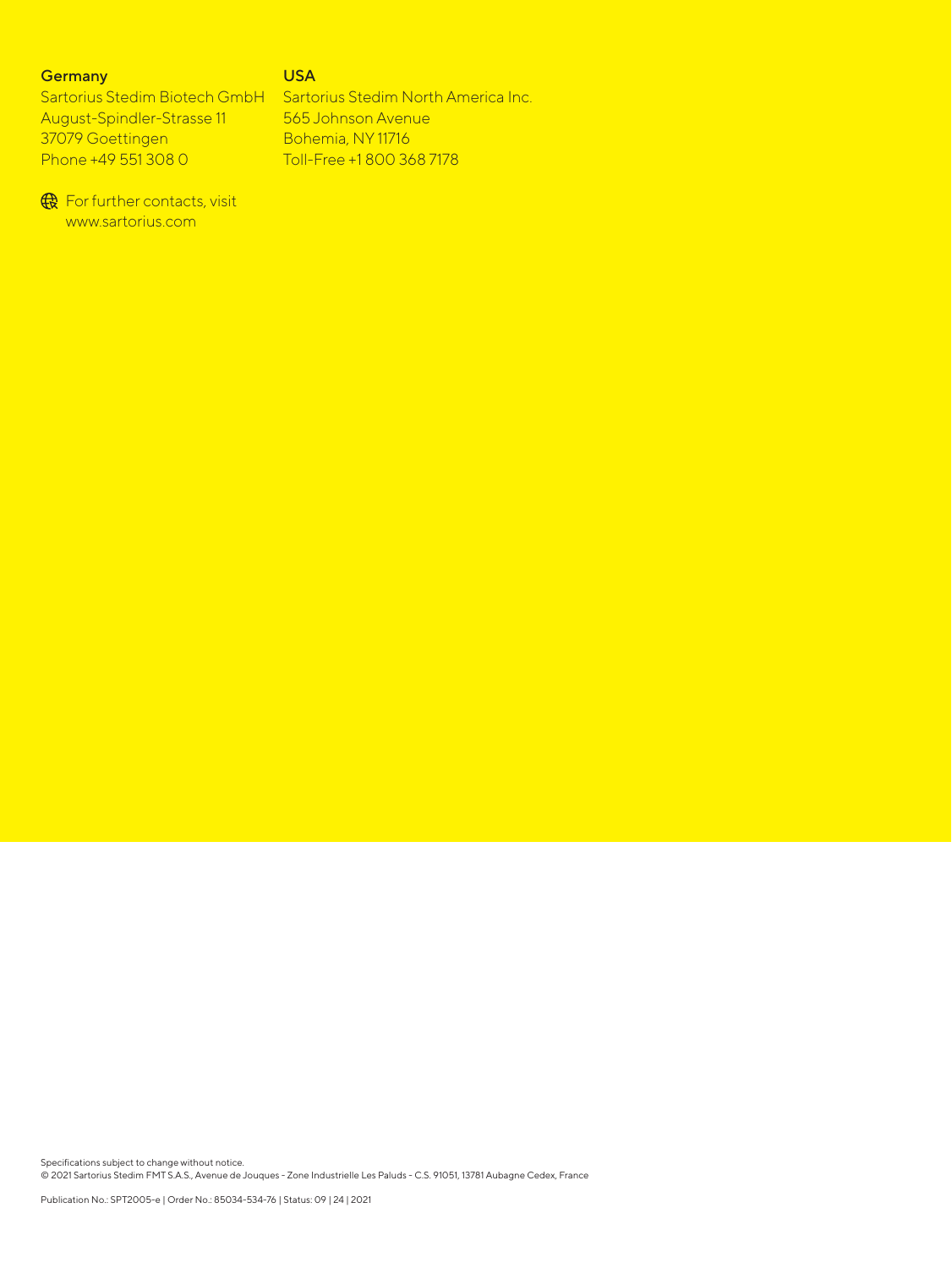**Germany**

Sartorius Stedim Biotech GmbH
August-Spindler-Strasse 11
37079 Goettingen
Phone +49 551 308 0

**USA**

Sartorius Stedim North America Inc.
565 Johnson Avenue
Bohemia, NY 11716
Toll-Free +1 800 368 7178

For further contacts, visit
www.sartorius.com

Specifications subject to change without notice.
© 2021 Sartorius Stedim FMT S.A.S., Avenue de Jouques - Zone Industrielle Les Paluds - C.S. 91051, 13781 Aubagne Cedex, France

Publication No.: SPT2005-e | Order No.: 85034-534-76 | Status: 09 | 24 | 2021